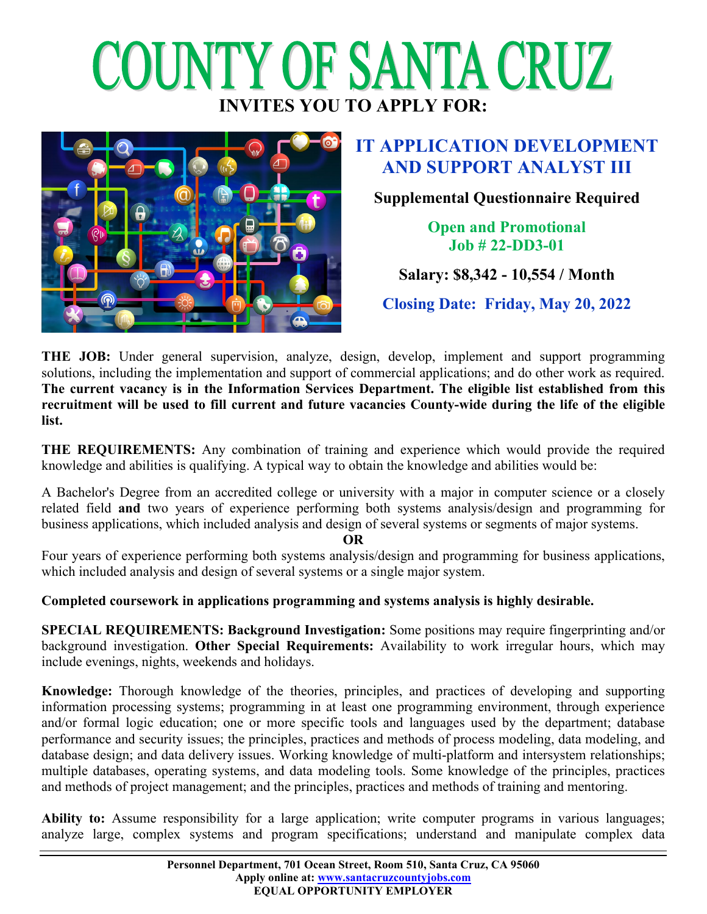# COUNTY OF SANTA CRUZ

**INVITES YOU TO APPLY FOR:**

## IT APPLICATION DEVELOPMENT AND SUPPORT ANALYST III

**Supplemental Questionnaire Required**

**Open and Promotional**
**Job # 22-DD3-01**

**Salary: $8,342 - 10,554 / Month**

**Closing Date: Friday, May 20, 2022**

**THE JOB:** Under general supervision, analyze, design, develop, implement and support programming solutions, including the implementation and support of commercial applications; and do other work as required. **The current vacancy is in the Information Services Department. The eligible list established from this recruitment will be used to fill current and future vacancies County-wide during the life of the eligible list.**

**THE REQUIREMENTS:** Any combination of training and experience which would provide the required knowledge and abilities is qualifying. A typical way to obtain the knowledge and abilities would be:

A Bachelor's Degree from an accredited college or university with a major in computer science or a closely related field **and** two years of experience performing both systems analysis/design and programming for business applications, which included analysis and design of several systems or segments of major systems.

**OR**

Four years of experience performing both systems analysis/design and programming for business applications, which included analysis and design of several systems or a single major system.

**Completed coursework in applications programming and systems analysis is highly desirable.**

**SPECIAL REQUIREMENTS: Background Investigation:** Some positions may require fingerprinting and/or background investigation. **Other Special Requirements:** Availability to work irregular hours, which may include evenings, nights, weekends and holidays.

**Knowledge:** Thorough knowledge of the theories, principles, and practices of developing and supporting information processing systems; programming in at least one programming environment, through experience and/or formal logic education; one or more specific tools and languages used by the department; database performance and security issues; the principles, practices and methods of process modeling, data modeling, and database design; and data delivery issues. Working knowledge of multi-platform and intersystem relationships; multiple databases, operating systems, and data modeling tools. Some knowledge of the principles, practices and methods of project management; and the principles, practices and methods of training and mentoring.

**Ability to:** Assume responsibility for a large application; write computer programs in various languages; analyze large, complex systems and program specifications; understand and manipulate complex data

**Personnel Department, 701 Ocean Street, Room 510, Santa Cruz, CA 95060**
**Apply online at: www.santacruzcountyjobs.com**
**EQUAL OPPORTUNITY EMPLOYER**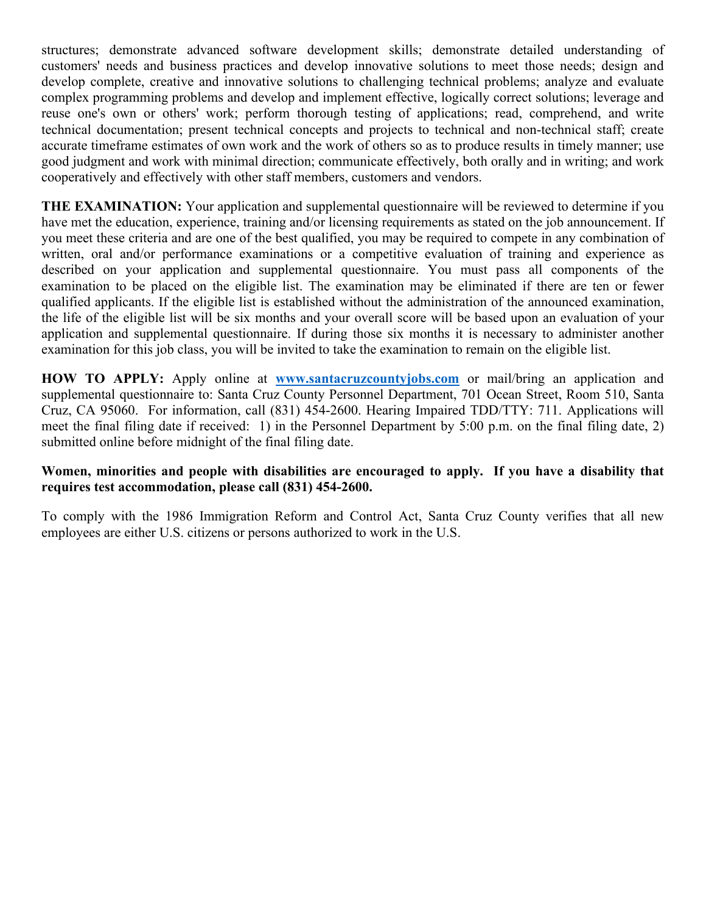structures; demonstrate advanced software development skills; demonstrate detailed understanding of customers' needs and business practices and develop innovative solutions to meet those needs; design and develop complete, creative and innovative solutions to challenging technical problems; analyze and evaluate complex programming problems and develop and implement effective, logically correct solutions; leverage and reuse one's own or others' work; perform thorough testing of applications; read, comprehend, and write technical documentation; present technical concepts and projects to technical and non-technical staff; create accurate timeframe estimates of own work and the work of others so as to produce results in timely manner; use good judgment and work with minimal direction; communicate effectively, both orally and in writing; and work cooperatively and effectively with other staff members, customers and vendors.

**THE EXAMINATION:** Your application and supplemental questionnaire will be reviewed to determine if you have met the education, experience, training and/or licensing requirements as stated on the job announcement. If you meet these criteria and are one of the best qualified, you may be required to compete in any combination of written, oral and/or performance examinations or a competitive evaluation of training and experience as described on your application and supplemental questionnaire. You must pass all components of the examination to be placed on the eligible list. The examination may be eliminated if there are ten or fewer qualified applicants. If the eligible list is established without the administration of the announced examination, the life of the eligible list will be six months and your overall score will be based upon an evaluation of your application and supplemental questionnaire. If during those six months it is necessary to administer another examination for this job class, you will be invited to take the examination to remain on the eligible list.

**HOW TO APPLY:** Apply online at **[www.santacruzcountyjobs.com](http://www.santacruzcountyjobs.com)** or mail/bring an application and supplemental questionnaire to: Santa Cruz County Personnel Department, 701 Ocean Street, Room 510, Santa Cruz, CA 95060. For information, call (831) 454-2600. Hearing Impaired TDD/TTY: 711. Applications will meet the final filing date if received: 1) in the Personnel Department by 5:00 p.m. on the final filing date, 2) submitted online before midnight of the final filing date.

**Women, minorities and people with disabilities are encouraged to apply. If you have a disability that requires test accommodation, please call (831) 454-2600.**

To comply with the 1986 Immigration Reform and Control Act, Santa Cruz County verifies that all new employees are either U.S. citizens or persons authorized to work in the U.S.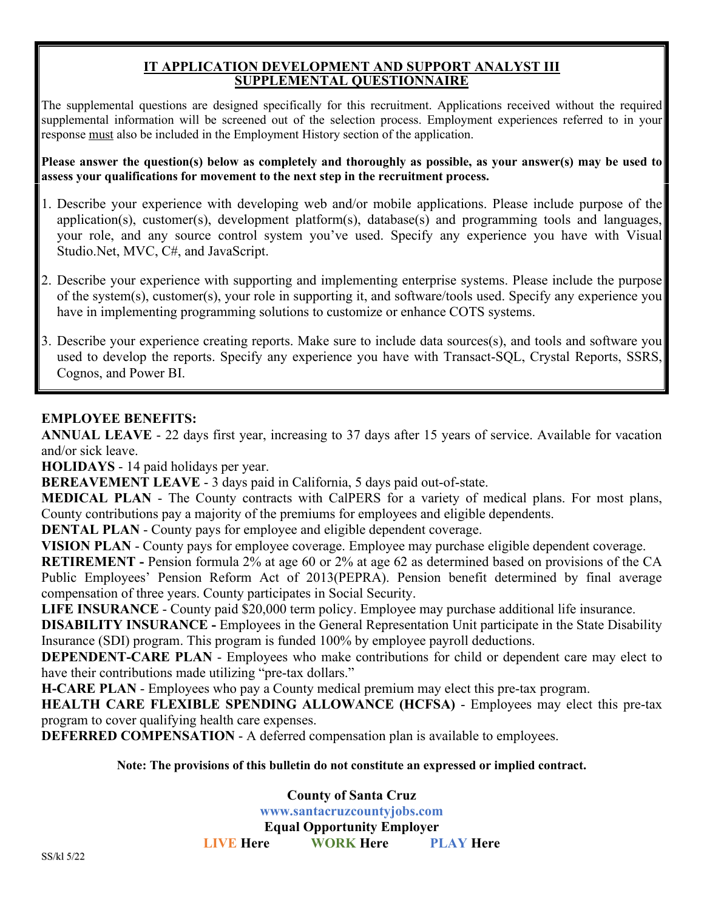## IT APPLICATION DEVELOPMENT AND SUPPORT ANALYST III
## SUPPLEMENTAL QUESTIONNAIRE

The supplemental questions are designed specifically for this recruitment. Applications received without the required supplemental information will be screened out of the selection process. Employment experiences referred to in your response must also be included in the Employment History section of the application.

**Please answer the question(s) below as completely and thoroughly as possible, as your answer(s) may be used to assess your qualifications for movement to the next step in the recruitment process.**

1. Describe your experience with developing web and/or mobile applications. Please include purpose of the application(s), customer(s), development platform(s), database(s) and programming tools and languages, your role, and any source control system you've used. Specify any experience you have with Visual Studio.Net, MVC, C#, and JavaScript.

2. Describe your experience with supporting and implementing enterprise systems. Please include the purpose of the system(s), customer(s), your role in supporting it, and software/tools used. Specify any experience you have in implementing programming solutions to customize or enhance COTS systems.

3. Describe your experience creating reports. Make sure to include data sources(s), and tools and software you used to develop the reports. Specify any experience you have with Transact-SQL, Crystal Reports, SSRS, Cognos, and Power BI.

**EMPLOYEE BENEFITS:**

**ANNUAL LEAVE** - 22 days first year, increasing to 37 days after 15 years of service. Available for vacation and/or sick leave.

**HOLIDAYS** - 14 paid holidays per year.

**BEREAVEMENT LEAVE** - 3 days paid in California, 5 days paid out-of-state.

**MEDICAL PLAN** - The County contracts with CalPERS for a variety of medical plans. For most plans, County contributions pay a majority of the premiums for employees and eligible dependents.

**DENTAL PLAN** - County pays for employee and eligible dependent coverage.

**VISION PLAN** - County pays for employee coverage. Employee may purchase eligible dependent coverage.

**RETIREMENT -** Pension formula 2% at age 60 or 2% at age 62 as determined based on provisions of the CA Public Employees' Pension Reform Act of 2013(PEPRA). Pension benefit determined by final average compensation of three years. County participates in Social Security.

**LIFE INSURANCE** - County paid $20,000 term policy. Employee may purchase additional life insurance.

**DISABILITY INSURANCE -** Employees in the General Representation Unit participate in the State Disability Insurance (SDI) program. This program is funded 100% by employee payroll deductions.

**DEPENDENT-CARE PLAN** - Employees who make contributions for child or dependent care may elect to have their contributions made utilizing "pre-tax dollars."

**H-CARE PLAN** - Employees who pay a County medical premium may elect this pre-tax program.

**HEALTH CARE FLEXIBLE SPENDING ALLOWANCE (HCFSA)** - Employees may elect this pre-tax program to cover qualifying health care expenses.

**DEFERRED COMPENSATION** - A deferred compensation plan is available to employees.

**Note: The provisions of this bulletin do not constitute an expressed or implied contract.**

**County of Santa Cruz**
**www.santacruzcountyjobs.com**
**Equal Opportunity Employer**
**LIVE Here WORK Here PLAY Here**

SS/kl 5/22